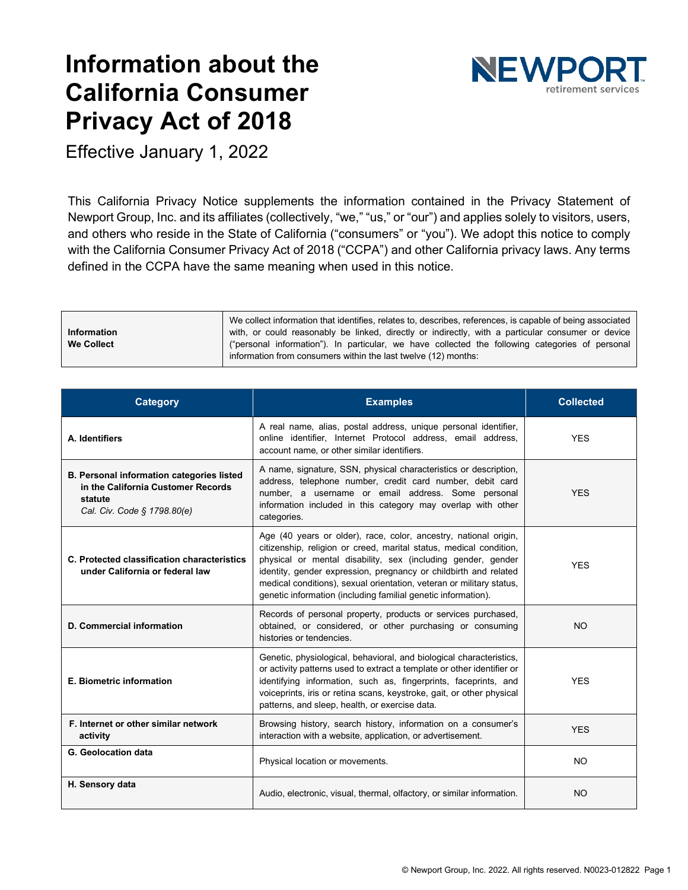# Information about the California Consumer Privacy Act of 2018

Effective January 1, 2022

This California Privacy Notice supplements the information contained in the Privacy Statement of Newport Group, Inc. and its affiliates (collectively, "we," "us," or "our") and applies solely to visitors, users, and others who reside in the State of California ("consumers" or "you"). We adopt this notice to comply with the California Consumer Privacy Act of 2018 ("CCPA") and other California privacy laws. Any terms defined in the CCPA have the same meaning when used in this notice.

| **Information We Collect** | We collect information that identifies, relates to, describes, references, is capable of being associated with, or could reasonably be linked, directly or indirectly, with a particular consumer or device ("personal information"). In particular, we have collected the following categories of personal information from consumers within the last twelve (12) months: |
|---|---|

| Category | Examples | Collected |
|---|---|---|
| **A. Identifiers** | A real name, alias, postal address, unique personal identifier, online identifier, Internet Protocol address, email address, account name, or other similar identifiers. | YES |
| **B. Personal information categories listed in the California Customer Records statute** *Cal. Civ. Code § 1798.80(e)* | A name, signature, SSN, physical characteristics or description, address, telephone number, credit card number, debit card number, a username or email address. Some personal information included in this category may overlap with other categories. | YES |
| **C. Protected classification characteristics under California or federal law** | Age (40 years or older), race, color, ancestry, national origin, citizenship, religion or creed, marital status, medical condition, physical or mental disability, sex (including gender, gender identity, gender expression, pregnancy or childbirth and related medical conditions), sexual orientation, veteran or military status, genetic information (including familial genetic information). | YES |
| **D. Commercial information** | Records of personal property, products or services purchased, obtained, or considered, or other purchasing or consuming histories or tendencies. | NO |
| **E. Biometric information** | Genetic, physiological, behavioral, and biological characteristics, or activity patterns used to extract a template or other identifier or identifying information, such as, fingerprints, faceprints, and voiceprints, iris or retina scans, keystroke, gait, or other physical patterns, and sleep, health, or exercise data. | YES |
| **F. Internet or other similar network activity** | Browsing history, search history, information on a consumer's interaction with a website, application, or advertisement. | YES |
| **G. Geolocation data** | Physical location or movements. | NO |
| **H. Sensory data** | Audio, electronic, visual, thermal, olfactory, or similar information. | NO |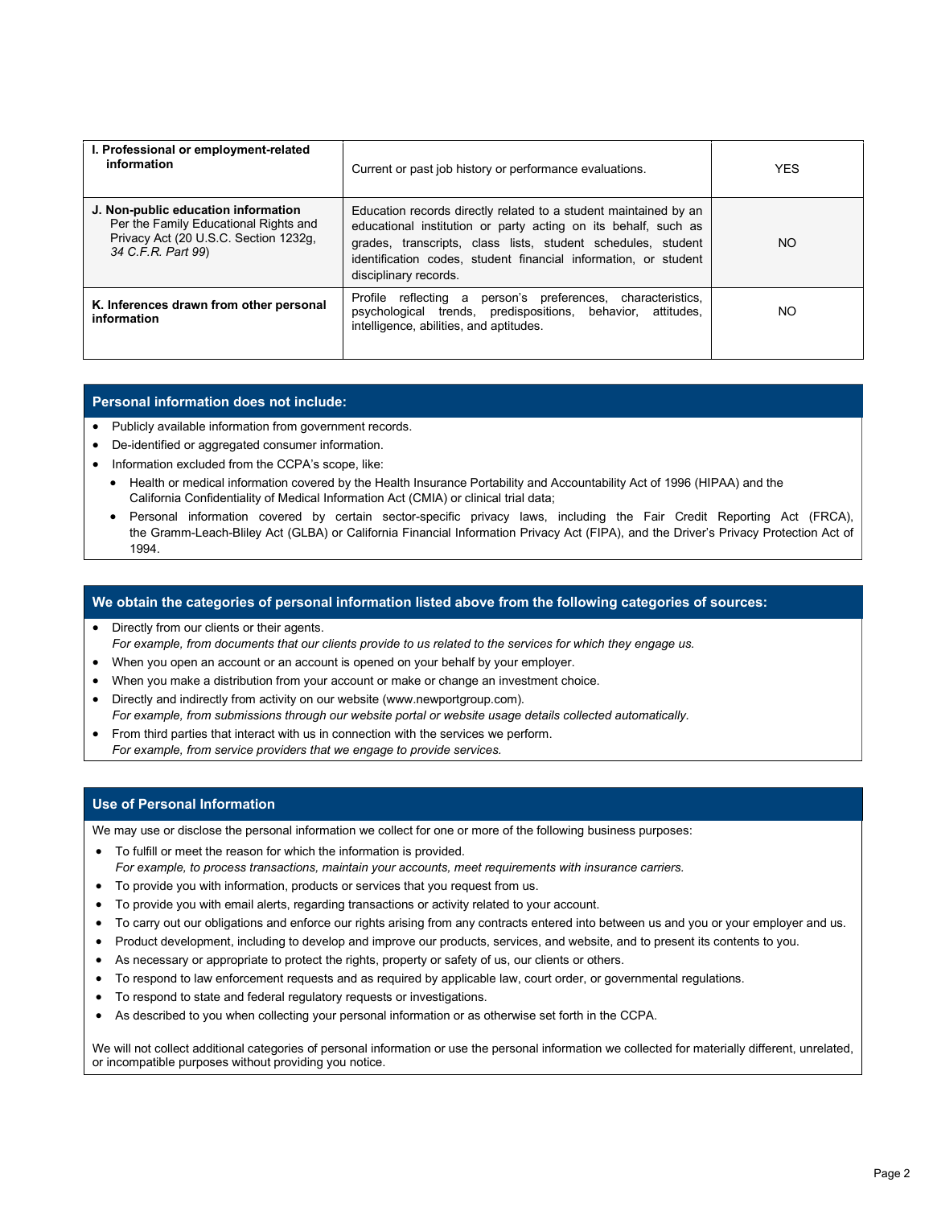| | | |
|---|---|---|
| **I. Professional or employment-related information** | Current or past job history or performance evaluations. | YES |
| **J. Non-public education information** Per the Family Educational Rights and Privacy Act (20 U.S.C. Section 1232g, *34 C.F.R. Part 99*) | Education records directly related to a student maintained by an educational institution or party acting on its behalf, such as grades, transcripts, class lists, student schedules, student identification codes, student financial information, or student disciplinary records. | NO |
| **K. Inferences drawn from other personal information** | Profile reflecting a person's preferences, characteristics, psychological trends, predispositions, behavior, attitudes, intelligence, abilities, and aptitudes. | NO |

## Personal information does not include:

- Publicly available information from government records.
- De-identified or aggregated consumer information.
- Information excluded from the CCPA's scope, like:
  - Health or medical information covered by the Health Insurance Portability and Accountability Act of 1996 (HIPAA) and the California Confidentiality of Medical Information Act (CMIA) or clinical trial data;
  - Personal information covered by certain sector-specific privacy laws, including the Fair Credit Reporting Act (FRCA), the Gramm-Leach-Bliley Act (GLBA) or California Financial Information Privacy Act (FIPA), and the Driver's Privacy Protection Act of 1994.

## We obtain the categories of personal information listed above from the following categories of sources:

- Directly from our clients or their agents.
  *For example, from documents that our clients provide to us related to the services for which they engage us.*
- When you open an account or an account is opened on your behalf by your employer.
- When you make a distribution from your account or make or change an investment choice.
- Directly and indirectly from activity on our website (www.newportgroup.com).
  *For example, from submissions through our website portal or website usage details collected automatically.*
- From third parties that interact with us in connection with the services we perform.
  *For example, from service providers that we engage to provide services.*

## Use of Personal Information

We may use or disclose the personal information we collect for one or more of the following business purposes:

- To fulfill or meet the reason for which the information is provided.
  *For example, to process transactions, maintain your accounts, meet requirements with insurance carriers.*
- To provide you with information, products or services that you request from us.
- To provide you with email alerts, regarding transactions or activity related to your account.
- To carry out our obligations and enforce our rights arising from any contracts entered into between us and you or your employer and us.
- Product development, including to develop and improve our products, services, and website, and to present its contents to you.
- As necessary or appropriate to protect the rights, property or safety of us, our clients or others.
- To respond to law enforcement requests and as required by applicable law, court order, or governmental regulations.
- To respond to state and federal regulatory requests or investigations.
- As described to you when collecting your personal information or as otherwise set forth in the CCPA.

We will not collect additional categories of personal information or use the personal information we collected for materially different, unrelated, or incompatible purposes without providing you notice.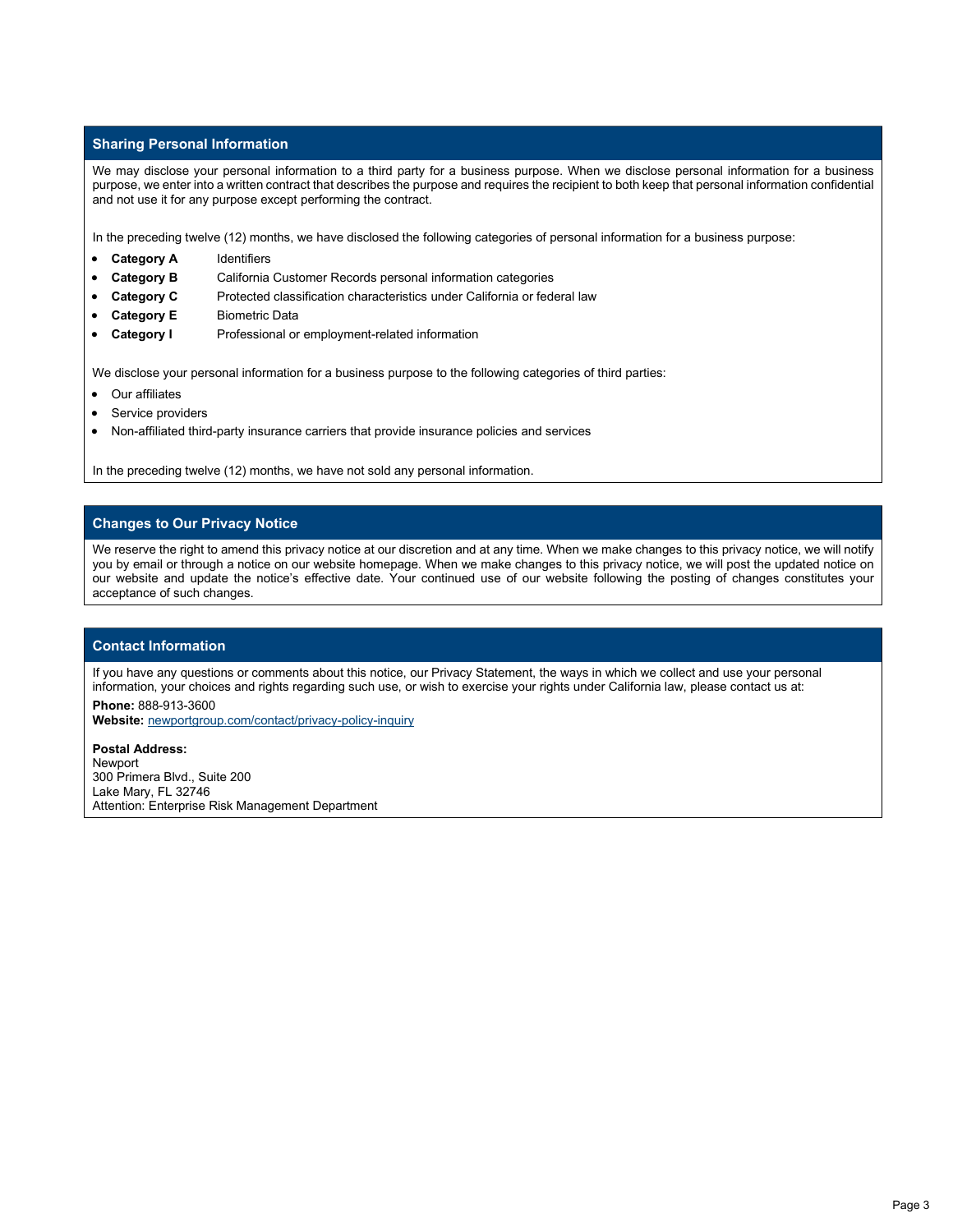## Sharing Personal Information

We may disclose your personal information to a third party for a business purpose. When we disclose personal information for a business purpose, we enter into a written contract that describes the purpose and requires the recipient to both keep that personal information confidential and not use it for any purpose except performing the contract.

In the preceding twelve (12) months, we have disclosed the following categories of personal information for a business purpose:

- **Category A** Identifiers
- **Category B** California Customer Records personal information categories
- **Category C** Protected classification characteristics under California or federal law
- **Category E** Biometric Data
- **Category I** Professional or employment-related information

We disclose your personal information for a business purpose to the following categories of third parties:

- Our affiliates
- Service providers
- Non-affiliated third-party insurance carriers that provide insurance policies and services

In the preceding twelve (12) months, we have not sold any personal information.

## Changes to Our Privacy Notice

We reserve the right to amend this privacy notice at our discretion and at any time. When we make changes to this privacy notice, we will notify you by email or through a notice on our website homepage. When we make changes to this privacy notice, we will post the updated notice on our website and update the notice's effective date. Your continued use of our website following the posting of changes constitutes your acceptance of such changes.

## Contact Information

If you have any questions or comments about this notice, our Privacy Statement, the ways in which we collect and use your personal information, your choices and rights regarding such use, or wish to exercise your rights under California law, please contact us at:

**Phone:** 888-913-3600
**Website:** newportgroup.com/contact/privacy-policy-inquiry

**Postal Address:**
Newport
300 Primera Blvd., Suite 200
Lake Mary, FL 32746
Attention: Enterprise Risk Management Department